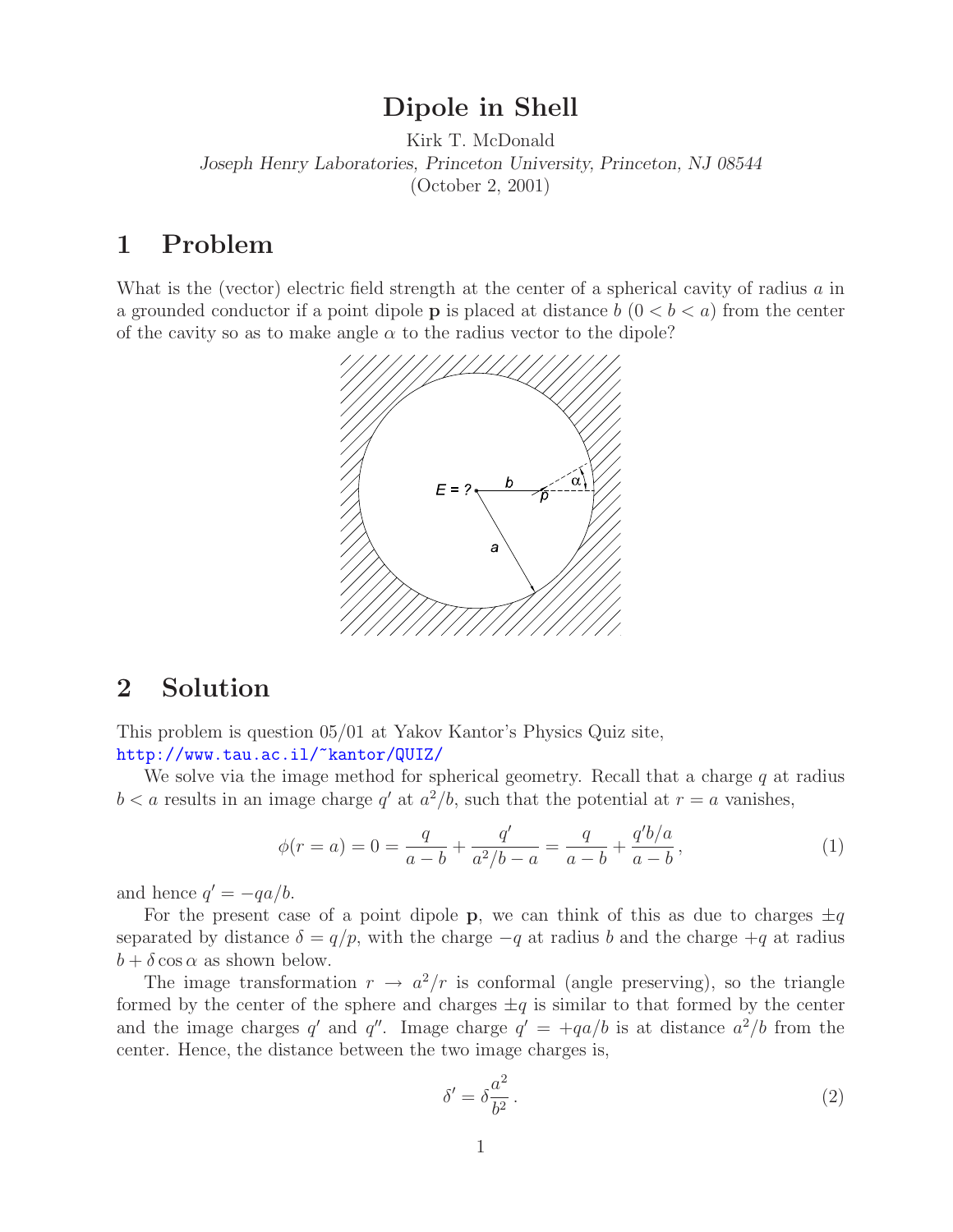# Dipole in Shell

Kirk T. McDonald

*Joseph Henry Laboratories, Princeton University, Princeton, NJ 08544*

(October 2, 2001)

## 1 Problem

What is the (vector) electric field strength at the center of a spherical cavity of radius $a$ in a grounded conductor if a point dipole $\mathbf{p}$ is placed at distance $b$ $(0 < b < a)$ from the center of the cavity so as to make angle $\alpha$ to the radius vector to the dipole?

## 2 Solution

This problem is question 05/01 at Yakov Kantor's Physics Quiz site, http://www.tau.ac.il/~kantor/QUIZ/

We solve via the image method for spherical geometry. Recall that a charge $q$ at radius $b < a$ results in an image charge $q'$ at $a^2/b$, such that the potential at $r = a$ vanishes,

$$\phi(r = a) = 0 = \frac{q}{a - b} + \frac{q'}{a^2/b - a} = \frac{q}{a - b} + \frac{q'b/a}{a - b}\,, \tag{1}$$

and hence $q' = -qa/b$.

For the present case of a point dipole $\mathbf{p}$, we can think of this as due to charges $\pm q$ separated by distance $\delta = q/p$, with the charge $-q$ at radius $b$ and the charge $+q$ at radius $b + \delta \cos \alpha$ as shown below.

The image transformation $r \to a^2/r$ is conformal (angle preserving), so the triangle formed by the center of the sphere and charges $\pm q$ is similar to that formed by the center and the image charges $q'$ and $q''$. Image charge $q' = +qa/b$ is at distance $a^2/b$ from the center. Hence, the distance between the two image charges is,

$$\delta' = \delta \frac{a^2}{b^2}\,. \tag{2}$$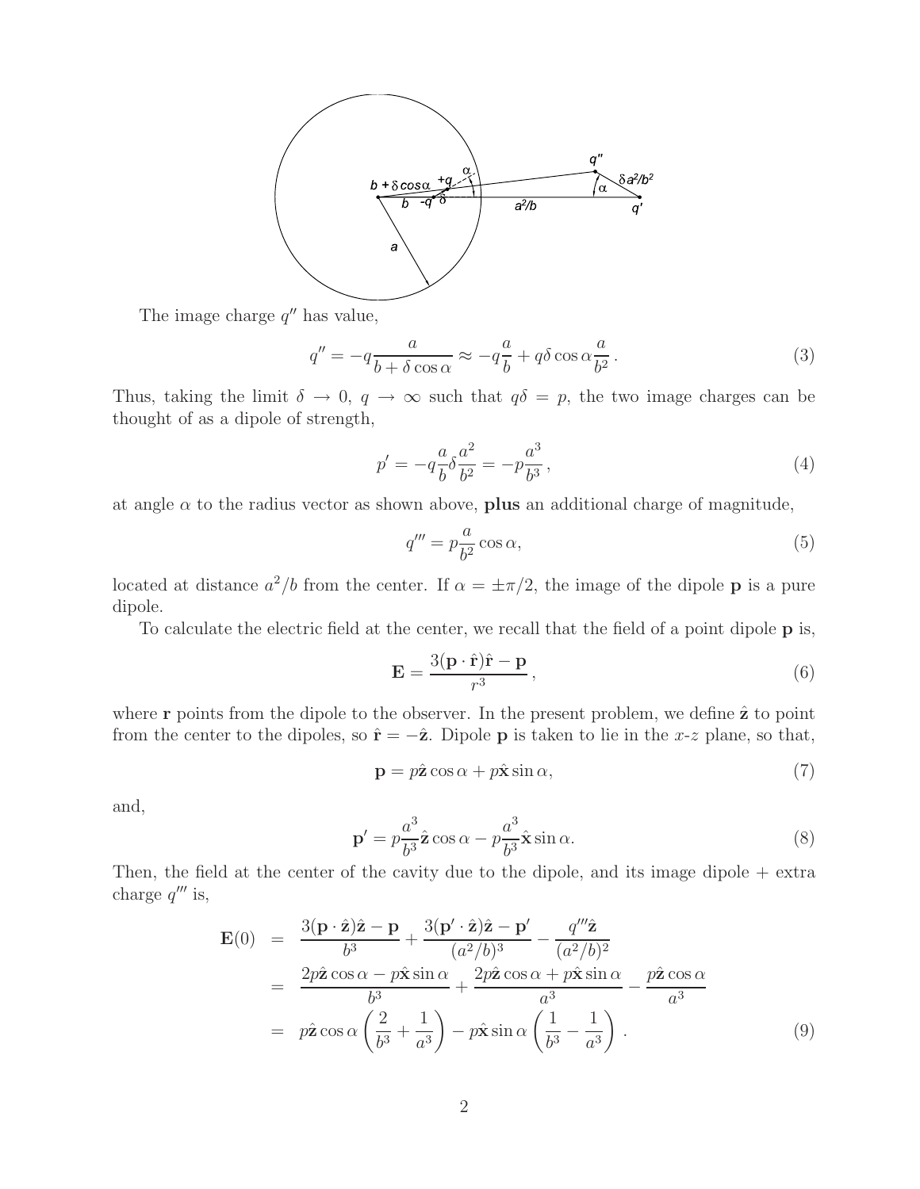The image charge $q''$ has value,

$$q'' = -q\frac{a}{b + \delta\cos\alpha} \approx -q\frac{a}{b} + q\delta\cos\alpha\frac{a}{b^2}\,. \tag{3}$$

Thus, taking the limit $\delta \to 0$, $q \to \infty$ such that $q\delta = p$, the two image charges can be thought of as a dipole of strength,

$$p' = -q\frac{a}{b}\delta\frac{a^2}{b^2} = -p\frac{a^3}{b^3}\,, \tag{4}$$

at angle $\alpha$ to the radius vector as shown above, **plus** an additional charge of magnitude,

$$q''' = p\frac{a}{b^2}\cos\alpha, \tag{5}$$

located at distance $a^2/b$ from the center. If $\alpha = \pm\pi/2$, the image of the dipole $\mathbf{p}$ is a pure dipole.

To calculate the electric field at the center, we recall that the field of a point dipole $\mathbf{p}$ is,

$$\mathbf{E} = \frac{3(\mathbf{p}\cdot\hat{\mathbf{r}})\hat{\mathbf{r}} - \mathbf{p}}{r^3}\,, \tag{6}$$

where $\mathbf{r}$ points from the dipole to the observer. In the present problem, we define $\hat{\mathbf{z}}$ to point from the center to the dipoles, so $\hat{\mathbf{r}} = -\hat{\mathbf{z}}$. Dipole $\mathbf{p}$ is taken to lie in the $x$-$z$ plane, so that,

$$\mathbf{p} = p\hat{\mathbf{z}}\cos\alpha + p\hat{\mathbf{x}}\sin\alpha, \tag{7}$$

and,

$$\mathbf{p}' = p\frac{a^3}{b^3}\hat{\mathbf{z}}\cos\alpha - p\frac{a^3}{b^3}\hat{\mathbf{x}}\sin\alpha. \tag{8}$$

Then, the field at the center of the cavity due to the dipole, and its image dipole + extra charge $q'''$ is,

$$\begin{aligned}
\mathbf{E}(0) &= \frac{3(\mathbf{p}\cdot\hat{\mathbf{z}})\hat{\mathbf{z}} - \mathbf{p}}{b^3} + \frac{3(\mathbf{p}'\cdot\hat{\mathbf{z}})\hat{\mathbf{z}} - \mathbf{p}'}{(a^2/b)^3} - \frac{q'''\hat{\mathbf{z}}}{(a^2/b)^2} \\
&= \frac{2p\hat{\mathbf{z}}\cos\alpha - p\hat{\mathbf{x}}\sin\alpha}{b^3} + \frac{2p\hat{\mathbf{z}}\cos\alpha + p\hat{\mathbf{x}}\sin\alpha}{a^3} - \frac{p\hat{\mathbf{z}}\cos\alpha}{a^3} \\
&= p\hat{\mathbf{z}}\cos\alpha\left(\frac{2}{b^3} + \frac{1}{a^3}\right) - p\hat{\mathbf{x}}\sin\alpha\left(\frac{1}{b^3} - \frac{1}{a^3}\right)\,.
\end{aligned} \tag{9}$$